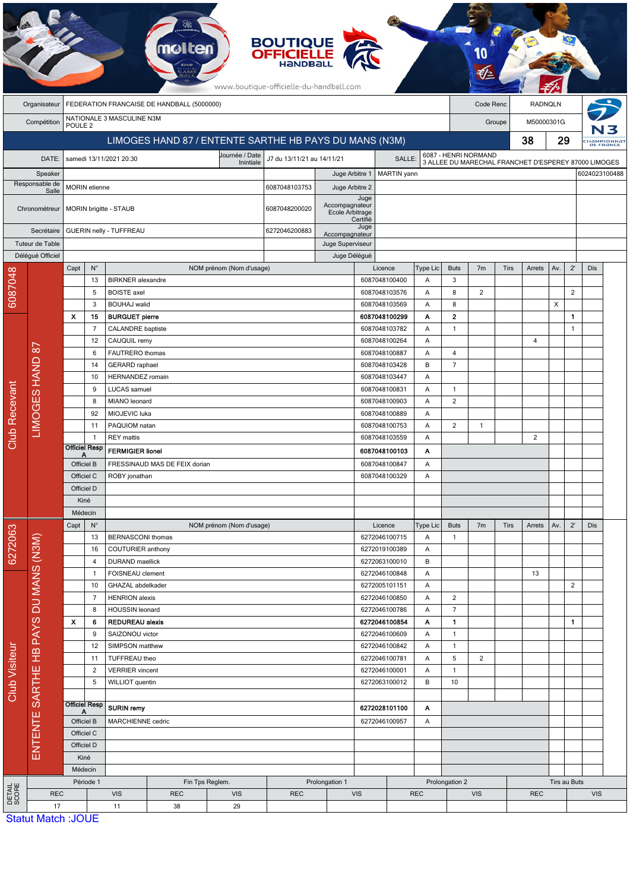BOUTIQUE OFFICIELLE HANDBALL

www.boutique-officielle-du-handball.com

| | | | |
|---|---|---|---|
| Organisateur | FEDERATION FRANCAISE DE HANDBALL (5000000) | Code Renc | RADNQLN |
| Compétition | NATIONALE 3 MASCULINE N3M POULE 2 | Groupe | M50000301G |

## LIMOGES HAND 87 / ENTENTE SARTHE HB PAYS DU MANS (N3M) — 38 — 29

| | | | |
|---|---|---|---|
| DATE: | samedi 13/11/2021 20:30 | Journée / Date Initiale | J7 du 13/11/21 au 14/11/21 |
| SALLE: | 6087 - HENRI NORMAND 3 ALLEE DU MARECHAL FRANCHET D'ESPEREY 87000 LIMOGES | | |

| | | | | | |
|---|---|---|---|---|---|
| Speaker | | | Juge Arbitre 1 | MARTIN yann | 6024023100488 |
| Responsable de Salle | MORIN etienne | 6087048103753 | Juge Arbitre 2 | | |
| Chronométreur | MORIN brigitte - STAUB | 6087048200020 | Juge Accompagnateur Ecole Arbitrage Certifié | | |
| Secrétaire | GUERIN nelly - TUFFREAU | 6272046200883 | Juge Accompagnateur | | |
| Tuteur de Table | | | Juge Superviseur | | |
| Délégué Officiel | | | Juge Délégué | | |

### Club Recevant — LIMOGES HAND 87 (6087048)

| Capt | N° | NOM prénom (Nom d'usage) | Licence | Type Lic | Buts | 7m | Tirs | Arrets | Av. | 2' | Dis |
|---|---|---|---|---|---|---|---|---|---|---|---|
| | 13 | BIRKNER alexandre | 6087048100400 | A | 3 | | | | | | |
| | 5 | BOISTE axel | 6087048103576 | A | 8 | 2 | | | | 2 | |
| | 3 | BOUHAJ walid | 6087048103569 | A | 8 | | | | X | | |
| X | 15 | **BURGUET pierre** | **6087048100299** | **A** | **2** | | | | | **1** | |
| | 7 | CALANDRE baptiste | 6087048103782 | A | 1 | | | | | 1 | |
| | 12 | CAUQUIL remy | 6087048100264 | A | | | | 4 | | | |
| | 6 | FAUTRERO thomas | 6087048100887 | A | 4 | | | | | | |
| | 14 | GERARD raphael | 6087048103428 | B | 7 | | | | | | |
| | 10 | HERNANDEZ romain | 6087048103447 | A | | | | | | | |
| | 9 | LUCAS samuel | 6087048100831 | A | 1 | | | | | | |
| | 8 | MIANO leonard | 6087048100903 | A | 2 | | | | | | |
| | 92 | MIOJEVIC luka | 6087048100889 | A | | | | | | | |
| | 11 | PAQUIOM natan | 6087048100753 | A | 2 | 1 | | | | | |
| | 1 | REY mattis | 6087048103559 | A | | | | 2 | | | |
| Officiel Resp A | | **FERMIGIER lionel** | **6087048100103** | **A** | | | | | | | |
| Officiel B | | FRESSINAUD MAS DE FEIX dorian | 6087048100847 | A | | | | | | | |
| Officiel C | | ROBY jonathan | 6087048100329 | A | | | | | | | |
| Officiel D | | | | | | | | | | | |
| Kiné | | | | | | | | | | | |
| Médecin | | | | | | | | | | | |

### Club Visiteur — ENTENTE SARTHE HB PAYS DU MANS (N3M) (6272063)

| Capt | N° | NOM prénom (Nom d'usage) | Licence | Type Lic | Buts | 7m | Tirs | Arrets | Av. | 2' | Dis |
|---|---|---|---|---|---|---|---|---|---|---|---|
| | 13 | BERNASCONI thomas | 6272046100715 | A | 1 | | | | | | |
| | 16 | COUTURIER anthony | 6272019100389 | A | | | | | | | |
| | 4 | DURAND maellick | 6272063100010 | B | | | | | | | |
| | 1 | FOISNEAU clement | 6272046100848 | A | | | | 13 | | | |
| | 10 | GHAZAL abdelkader | 6272005101151 | A | | | | | | 2 | |
| | 7 | HENRION alexis | 6272046100850 | A | 2 | | | | | | |
| | 8 | HOUSSIN leonard | 6272046100786 | A | 7 | | | | | | |
| X | 6 | **REDUREAU alexis** | **6272046100854** | **A** | **1** | | | | | **1** | |
| | 9 | SAIZONOU victor | 6272046100609 | A | 1 | | | | | | |
| | 12 | SIMPSON matthew | 6272046100842 | A | 1 | | | | | | |
| | 11 | TUFFREAU theo | 6272046100781 | A | 5 | 2 | | | | | |
| | 2 | VERRIER vincent | 6272046100001 | A | 1 | | | | | | |
| | 5 | WILLIOT quentin | 6272063100012 | B | 10 | | | | | | |
| Officiel Resp A | | **SURIN remy** | **6272028101100** | **A** | | | | | | | |
| Officiel B | | MARCHIENNE cedric | 6272046100957 | A | | | | | | | |
| Officiel C | | | | | | | | | | | |
| Officiel D | | | | | | | | | | | |
| Kiné | | | | | | | | | | | |
| Médecin | | | | | | | | | | | |

### DETAIL SCORE

| Période 1 | | Fin Tps Reglem. | | Prolongation 1 | | Prolongation 2 | | Tirs au Buts | |
|---|---|---|---|---|---|---|---|---|---|
| REC | VIS | REC | VIS | REC | VIS | REC | VIS | REC | VIS |
| 17 | 11 | 38 | 29 | | | | | | |

Statut Match :JOUE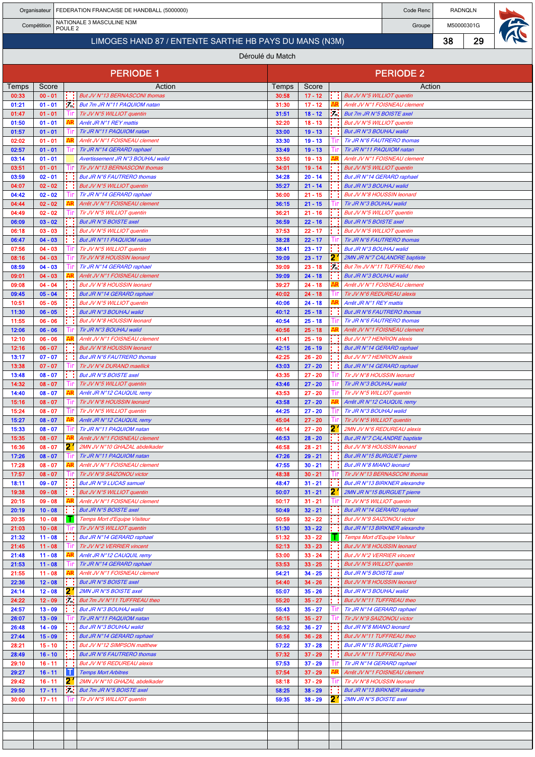| Organisateur | FEDERATION FRANCAISE DE HANDBALL (5000000) | Code Renc | RADNQLN |
|---|---|---|---|
| Compétition | NATIONALE 3 MASCULINE N3M POULE 2 | Groupe | M50000301G |

## LIMOGES HAND 87 / ENTENTE SARTHE HB PAYS DU MANS (N3M) — 38 | 29

Déroulé du Match

### PERIODE 1

| Temps | Score | | Action |
|---|---|---|---|
| 00:33 | 00 - 01 | | But JV N°13 BERNASCONI thomas |
| 01:21 | 01 - 01 | 7m | But 7m JR N°11 PAQUIOM natan |
| 01:47 | 01 - 01 | Tir | Tir JV N°5 WILLIOT quentin |
| 01:50 | 01 - 01 | AR | Arrêt JR N°1 REY mattis |
| 01:57 | 01 - 01 | Tir | Tir JR N°11 PAQUIOM natan |
| 02:02 | 01 - 01 | AR | Arrêt JV N°1 FOISNEAU clement |
| 02:57 | 01 - 01 | Tir | Tir JR N°14 GERARD raphael |
| 03:14 | 01 - 01 | | Avertissement JR N°3 BOUHAJ walid |
| 03:51 | 01 - 01 | Tir | Tir JV N°13 BERNASCONI thomas |
| 03:59 | 02 - 01 | | But JR N°6 FAUTRERO thomas |
| 04:07 | 02 - 02 | | But JV N°5 WILLIOT quentin |
| 04:42 | 02 - 02 | Tir | Tir JR N°14 GERARD raphael |
| 04:44 | 02 - 02 | AR | Arrêt JV N°1 FOISNEAU clement |
| 04:49 | 02 - 02 | Tir | Tir JV N°5 WILLIOT quentin |
| 06:09 | 03 - 02 | | But JR N°5 BOISTE axel |
| 06:18 | 03 - 03 | | But JV N°5 WILLIOT quentin |
| 06:47 | 04 - 03 | | But JR N°11 PAQUIOM natan |
| 07:56 | 04 - 03 | Tir | Tir JV N°5 WILLIOT quentin |
| 08:16 | 04 - 03 | Tir | Tir JV N°8 HOUSSIN leonard |
| 08:59 | 04 - 03 | Tir | Tir JR N°14 GERARD raphael |
| 09:01 | 04 - 03 | AR | Arrêt JV N°1 FOISNEAU clement |
| 09:08 | 04 - 04 | | But JV N°8 HOUSSIN leonard |
| 09:45 | 05 - 04 | | But JR N°14 GERARD raphael |
| 10:51 | 05 - 05 | | But JV N°5 WILLIOT quentin |
| 11:30 | 06 - 05 | | But JR N°3 BOUHAJ walid |
| 11:55 | 06 - 06 | | But JV N°8 HOUSSIN leonard |
| 12:06 | 06 - 06 | Tir | Tir JR N°3 BOUHAJ walid |
| 12:10 | 06 - 06 | AR | Arrêt JV N°1 FOISNEAU clement |
| 12:16 | 06 - 07 | | But JV N°8 HOUSSIN leonard |
| 13:17 | 07 - 07 | | But JR N°6 FAUTRERO thomas |
| 13:38 | 07 - 07 | Tir | Tir JV N°4 DURAND maellick |
| 13:48 | 08 - 07 | | But JR N°5 BOISTE axel |
| 14:32 | 08 - 07 | Tir | Tir JV N°5 WILLIOT quentin |
| 14:40 | 08 - 07 | AR | Arrêt JR N°12 CAUQUIL remy |
| 15:16 | 08 - 07 | Tir | Tir JV N°8 HOUSSIN leonard |
| 15:24 | 08 - 07 | Tir | Tir JV N°5 WILLIOT quentin |
| 15:27 | 08 - 07 | AR | Arrêt JR N°12 CAUQUIL remy |
| 15:33 | 08 - 07 | Tir | Tir JR N°11 PAQUIOM natan |
| 15:35 | 08 - 07 | AR | Arrêt JV N°1 FOISNEAU clement |
| 16:36 | 08 - 07 | 2' | 2MN JV N°10 GHAZAL abdelkader |
| 17:26 | 08 - 07 | Tir | Tir JR N°11 PAQUIOM natan |
| 17:28 | 08 - 07 | AR | Arrêt JV N°1 FOISNEAU clement |
| 17:57 | 08 - 07 | Tir | Tir JV N°9 SAIZONOU victor |
| 18:11 | 09 - 07 | | But JR N°9 LUCAS samuel |
| 19:38 | 09 - 08 | | But JV N°5 WILLIOT quentin |
| 20:15 | 09 - 08 | AR | Arrêt JV N°1 FOISNEAU clement |
| 20:19 | 10 - 08 | | But JR N°5 BOISTE axel |
| 20:35 | 10 - 08 | T | Temps Mort d'Equipe Visiteur |
| 21:03 | 10 - 08 | Tir | Tir JV N°5 WILLIOT quentin |
| 21:32 | 11 - 08 | | But JR N°14 GERARD raphael |
| 21:45 | 11 - 08 | Tir | Tir JV N°2 VERRIER vincent |
| 21:48 | 11 - 08 | AR | Arrêt JR N°12 CAUQUIL remy |
| 21:53 | 11 - 08 | Tir | Tir JR N°14 GERARD raphael |
| 21:55 | 11 - 08 | AR | Arrêt JV N°1 FOISNEAU clement |
| 22:36 | 12 - 08 | | But JR N°5 BOISTE axel |
| 24:14 | 12 - 08 | 2' | 2MN JR N°5 BOISTE axel |
| 24:22 | 12 - 09 | 7m | But 7m JV N°11 TUFFREAU theo |
| 24:57 | 13 - 09 | | But JR N°3 BOUHAJ walid |
| 26:07 | 13 - 09 | Tir | Tir JR N°11 PAQUIOM natan |
| 26:48 | 14 - 09 | | But JR N°3 BOUHAJ walid |
| 27:44 | 15 - 09 | | But JR N°14 GERARD raphael |
| 28:21 | 15 - 10 | | But JV N°12 SIMPSON matthew |
| 28:49 | 16 - 10 | | But JR N°6 FAUTRERO thomas |
| 29:10 | 16 - 11 | | But JV N°6 REDUREAU alexis |
| 29:27 | 16 - 11 | T | Temps Mort Arbitres |
| 29:42 | 16 - 11 | 2' | 2MN JV N°10 GHAZAL abdelkader |
| 29:50 | 17 - 11 | 7m | But 7m JR N°5 BOISTE axel |
| 30:00 | 17 - 11 | Tir | Tir JV N°5 WILLIOT quentin |

### PERIODE 2

| Temps | Score | | Action |
|---|---|---|---|
| 30:58 | 17 - 12 | | But JV N°5 WILLIOT quentin |
| 31:30 | 17 - 12 | AR | Arrêt JV N°1 FOISNEAU clement |
| 31:51 | 18 - 12 | 7m | But 7m JR N°5 BOISTE axel |
| 32:20 | 18 - 13 | | But JV N°5 WILLIOT quentin |
| 33:00 | 19 - 13 | | But JR N°3 BOUHAJ walid |
| 33:30 | 19 - 13 | Tir | Tir JR N°6 FAUTRERO thomas |
| 33:49 | 19 - 13 | Tir | Tir JR N°11 PAQUIOM natan |
| 33:50 | 19 - 13 | AR | Arrêt JV N°1 FOISNEAU clement |
| 34:01 | 19 - 14 | | But JV N°5 WILLIOT quentin |
| 34:28 | 20 - 14 | | But JR N°14 GERARD raphael |
| 35:27 | 21 - 14 | | But JR N°3 BOUHAJ walid |
| 36:00 | 21 - 15 | | But JV N°8 HOUSSIN leonard |
| 36:15 | 21 - 15 | Tir | Tir JR N°3 BOUHAJ walid |
| 36:21 | 21 - 16 | | But JV N°5 WILLIOT quentin |
| 36:59 | 22 - 16 | | But JR N°5 BOISTE axel |
| 37:53 | 22 - 17 | | But JV N°5 WILLIOT quentin |
| 38:28 | 22 - 17 | Tir | Tir JR N°6 FAUTRERO thomas |
| 38:41 | 23 - 17 | | But JR N°3 BOUHAJ walid |
| 39:09 | 23 - 17 | 2' | 2MN JR N°7 CALANDRE baptiste |
| 39:09 | 23 - 18 | 7m | But 7m JV N°11 TUFFREAU theo |
| 39:09 | 24 - 18 | | But JR N°3 BOUHAJ walid |
| 39:27 | 24 - 18 | AR | Arrêt JV N°1 FOISNEAU clement |
| 40:02 | 24 - 18 | Tir | Tir JV N°6 REDUREAU alexis |
| 40:06 | 24 - 18 | AR | Arrêt JR N°1 REY mattis |
| 40:12 | 25 - 18 | | But JR N°6 FAUTRERO thomas |
| 40:54 | 25 - 18 | Tir | Tir JR N°6 FAUTRERO thomas |
| 40:56 | 25 - 18 | AR | Arrêt JV N°1 FOISNEAU clement |
| 41:41 | 25 - 19 | | But JV N°7 HENRION alexis |
| 42:15 | 26 - 19 | | But JR N°14 GERARD raphael |
| 42:25 | 26 - 20 | | But JV N°7 HENRION alexis |
| 43:03 | 27 - 20 | | But JR N°14 GERARD raphael |
| 43:35 | 27 - 20 | Tir | Tir JV N°8 HOUSSIN leonard |
| 43:46 | 27 - 20 | Tir | Tir JR N°3 BOUHAJ walid |
| 43:53 | 27 - 20 | Tir | Tir JV N°5 WILLIOT quentin |
| 43:58 | 27 - 20 | AR | Arrêt JR N°12 CAUQUIL remy |
| 44:25 | 27 - 20 | Tir | Tir JR N°3 BOUHAJ walid |
| 45:04 | 27 - 20 | Tir | Tir JV N°5 WILLIOT quentin |
| 46:14 | 27 - 20 | 2' | 2MN JV N°6 REDUREAU alexis |
| 46:53 | 28 - 20 | | But JR N°7 CALANDRE baptiste |
| 46:58 | 28 - 21 | | But JV N°8 HOUSSIN leonard |
| 47:26 | 29 - 21 | | But JR N°15 BURGUET pierre |
| 47:55 | 30 - 21 | | But JR N°8 MIANO leonard |
| 48:38 | 30 - 21 | Tir | Tir JV N°13 BERNASCONI thomas |
| 48:47 | 31 - 21 | | But JR N°13 BIRKNER alexandre |
| 50:07 | 31 - 21 | 2' | 2MN JR N°15 BURGUET pierre |
| 50:17 | 31 - 21 | Tir | Tir JV N°5 WILLIOT quentin |
| 50:49 | 32 - 21 | | But JR N°14 GERARD raphael |
| 50:59 | 32 - 22 | | But JV N°9 SAIZONOU victor |
| 51:30 | 33 - 22 | | But JR N°13 BIRKNER alexandre |
| 51:32 | 33 - 22 | T | Temps Mort d'Equipe Visiteur |
| 52:13 | 33 - 23 | | But JV N°8 HOUSSIN leonard |
| 53:00 | 33 - 24 | | But JV N°2 VERRIER vincent |
| 53:53 | 33 - 25 | | But JV N°5 WILLIOT quentin |
| 54:21 | 34 - 25 | | But JR N°5 BOISTE axel |
| 54:40 | 34 - 26 | | But JV N°8 HOUSSIN leonard |
| 55:07 | 35 - 26 | | But JR N°3 BOUHAJ walid |
| 55:20 | 35 - 27 | | But JV N°11 TUFFREAU theo |
| 55:43 | 35 - 27 | Tir | Tir JR N°14 GERARD raphael |
| 56:15 | 35 - 27 | Tir | Tir JV N°9 SAIZONOU victor |
| 56:32 | 36 - 27 | | But JR N°8 MIANO leonard |
| 56:56 | 36 - 28 | | But JV N°11 TUFFREAU theo |
| 57:22 | 37 - 28 | | But JR N°15 BURGUET pierre |
| 57:32 | 37 - 29 | | But JV N°11 TUFFREAU theo |
| 57:53 | 37 - 29 | Tir | Tir JR N°14 GERARD raphael |
| 57:54 | 37 - 29 | AR | Arrêt JV N°1 FOISNEAU clement |
| 58:18 | 37 - 29 | Tir | Tir JV N°8 HOUSSIN leonard |
| 58:25 | 38 - 29 | | But JR N°13 BIRKNER alexandre |
| 59:35 | 38 - 29 | 2' | 2MN JR N°5 BOISTE axel |